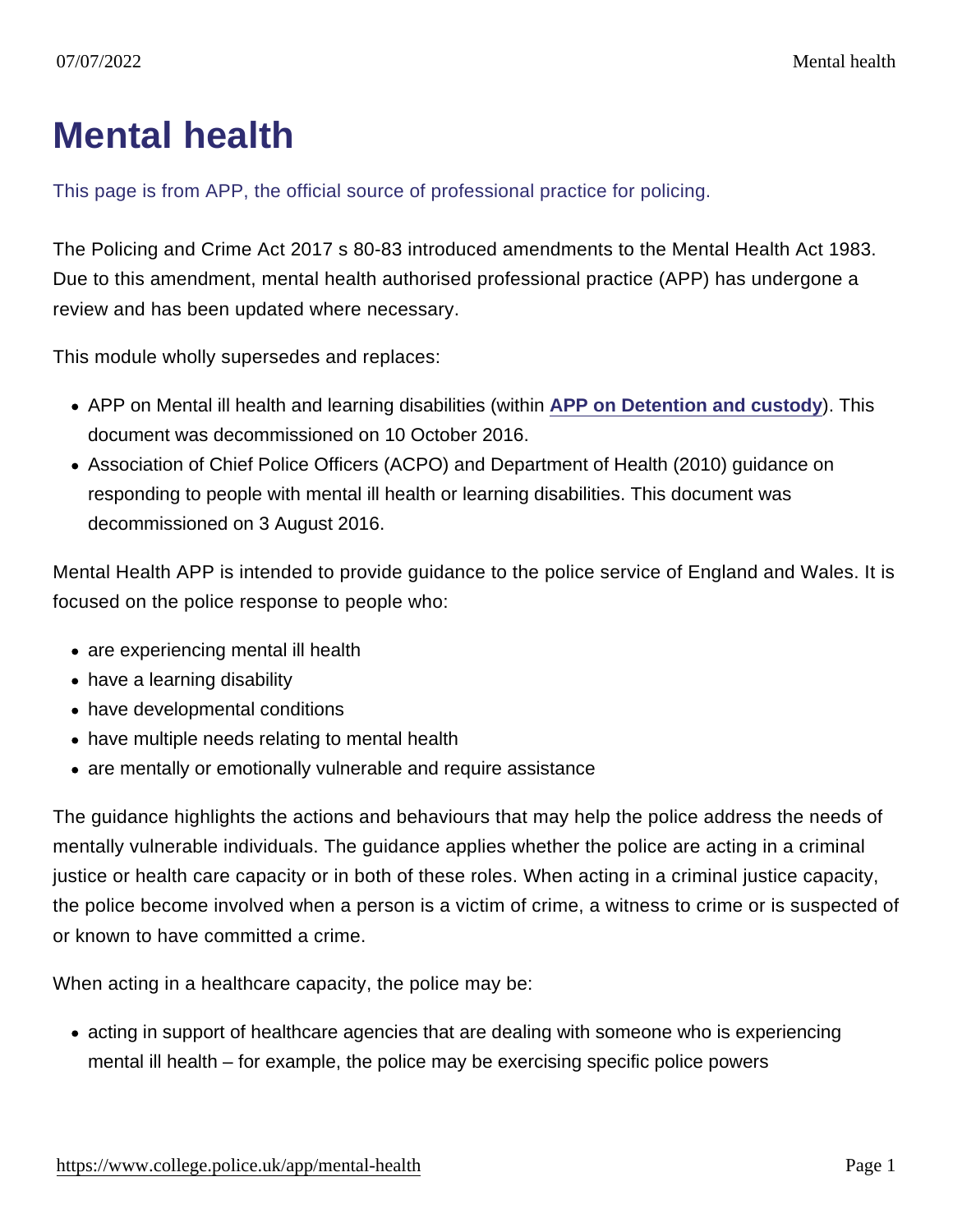# Mental health

This page is from APP, the official source of professional practice for policing.

The Policing and Crime Act 2017 s 80-83 introduced amendments to the Mental Health Act 1983. Due to this amendment, mental health authorised professional practice (APP) has undergone a review and has been updated where necessary.

This module wholly supersedes and replaces:

- APP on Mental ill health and learning disabilities (within **APP on Detention and custody**). This document was decommissioned on 10 October 2016.
- Association of Chief Police Officers (ACPO) and Department of Health (2010) guidance on responding to people with mental ill health or learning disabilities. This document was decommissioned on 3 August 2016.

Mental Health APP is intended to provide guidance to the police service of England and Wales. It is focused on the police response to people who:

- are experiencing mental ill health
- have a learning disability
- have developmental conditions
- have multiple needs relating to mental health
- are mentally or emotionally vulnerable and require assistance

The guidance highlights the actions and behaviours that may help the police address the needs of mentally vulnerable individuals. The guidance applies whether the police are acting in a criminal justice or health care capacity or in both of these roles. When acting in a criminal justice capacity, the police become involved when a person is a victim of crime, a witness to crime or is suspected of or known to have committed a crime.

When acting in a healthcare capacity, the police may be:

- acting in support of healthcare agencies that are dealing with someone who is experiencing mental ill health – for example, the police may be exercising specific police powers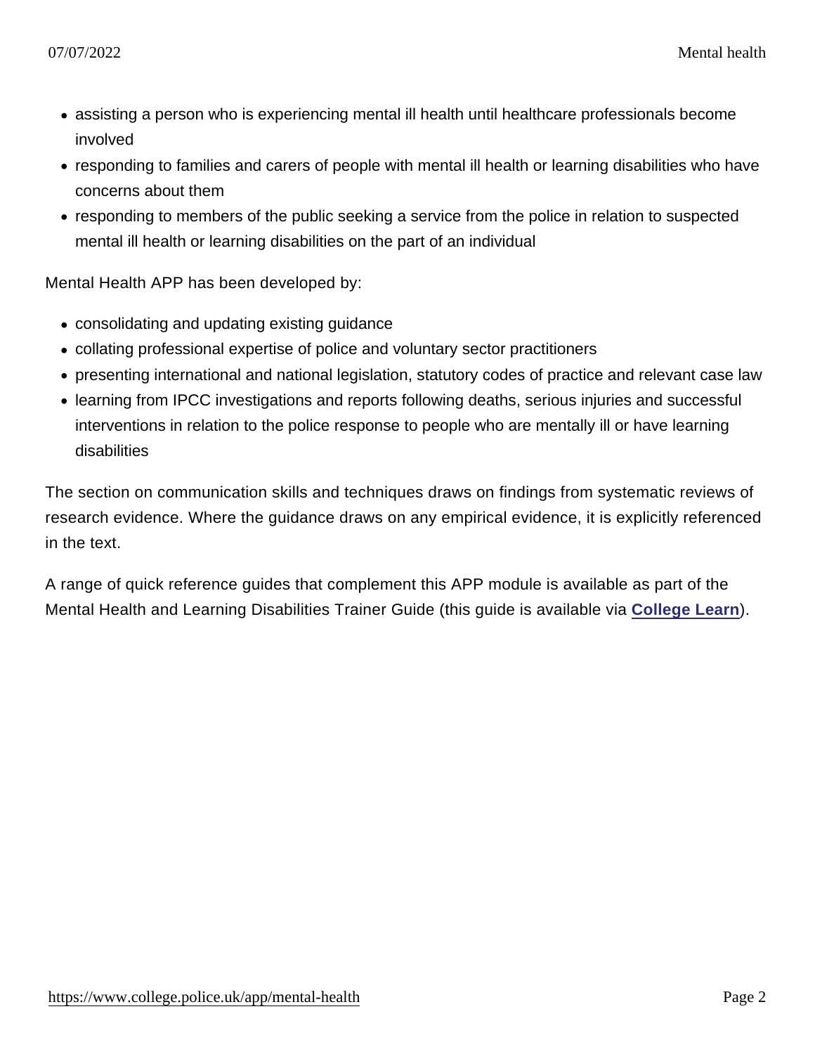- assisting a person who is experiencing mental ill health until healthcare professionals become involved
- responding to families and carers of people with mental ill health or learning disabilities who have concerns about them
- responding to members of the public seeking a service from the police in relation to suspected mental ill health or learning disabilities on the part of an individual

Mental Health APP has been developed by:

- consolidating and updating existing guidance
- collating professional expertise of police and voluntary sector practitioners
- presenting international and national legislation, statutory codes of practice and relevant case law
- learning from IPCC investigations and reports following deaths, serious injuries and successful interventions in relation to the police response to people who are mentally ill or have learning disabilities

The section on communication skills and techniques draws on findings from systematic reviews of research evidence. Where the guidance draws on any empirical evidence, it is explicitly referenced in the text.

A range of quick reference guides that complement this APP module is available as part of the Mental Health and Learning Disabilities Trainer Guide (this guide is available via College Learn).